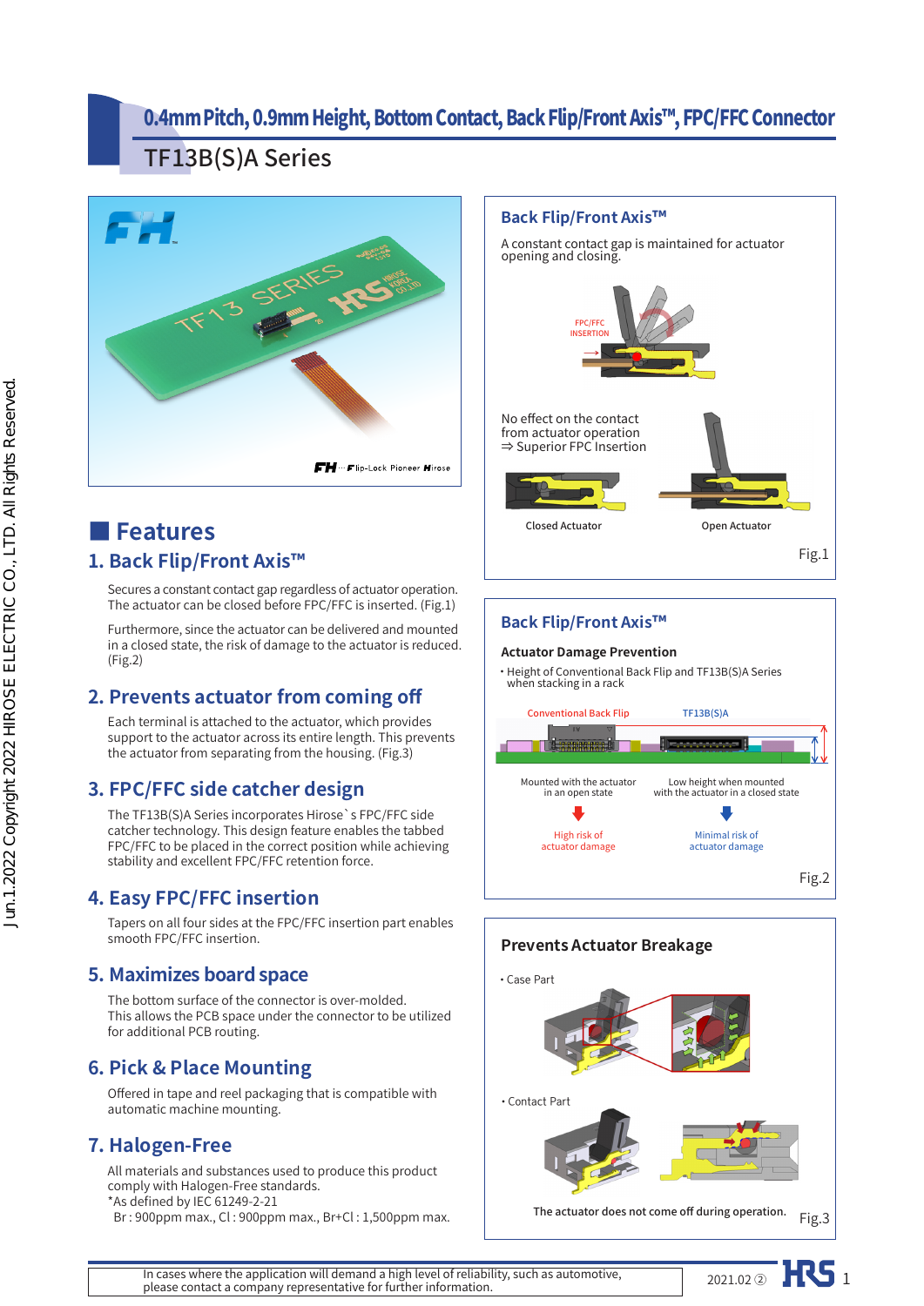# 0.4mm Pitch, 0.9mm Height, Bottom Contact, Back Flip/Front Axis™, FPC/FFC Connector

## TF13B(S)A Series

## Features

### 1. Back Flip/Front Axis™

Secures a constant contact gap regardless of actuator operation. The actuator can be closed before FPC/FFC is inserted. (Fig.1)

Furthermore, since the actuator can be delivered and mounted in a closed state, the risk of damage to the actuator is reduced. (Fig.2)

### 2. Prevents actuator from coming off

Each terminal is attached to the actuator, which provides support to the actuator across its entire length. This prevents the actuator from separating from the housing. (Fig.3)

### 3. FPC/FFC side catcher design

The TF13B(S)A Series incorporates Hirose`s FPC/FFC side catcher technology. This design feature enables the tabbed FPC/FFC to be placed in the correct position while achieving stability and excellent FPC/FFC retention force.

### 4. Easy FPC/FFC insertion

Tapers on all four sides at the FPC/FFC insertion part enables smooth FPC/FFC insertion.

### 5. Maximizes board space

The bottom surface of the connector is over-molded.
This allows the PCB space under the connector to be utilized for additional PCB routing.

### 6. Pick & Place Mounting

Offered in tape and reel packaging that is compatible with automatic machine mounting.

### 7. Halogen-Free

All materials and substances used to produce this product comply with Halogen-Free standards.
*As defined by IEC 61249-2-21
Br : 900ppm max., Cl : 900ppm max., Br+Cl : 1,500ppm max.

---

**Back Flip/Front Axis™**

A constant contact gap is maintained for actuator opening and closing.

FPC/FFC INSERTION

No effect on the contact from actuator operation
⇒ Superior FPC Insertion

Closed Actuator — Open Actuator

Fig.1

---

**Back Flip/Front Axis™**

**Actuator Damage Prevention**

- Height of Conventional Back Flip and TF13B(S)A Series when stacking in a rack

| Conventional Back Flip | TF13B(S)A |
|---|---|
| Mounted with the actuator in an open state | Low height when mounted with the actuator in a closed state |
| High risk of actuator damage | Minimal risk of actuator damage |

Fig.2

---

**Prevents Actuator Breakage**

- Case Part
- Contact Part

The actuator does not come off during operation.

Fig.3

---

In cases where the application will demand a high level of reliability, such as automotive, please contact a company representative for further information.

2021.02 ②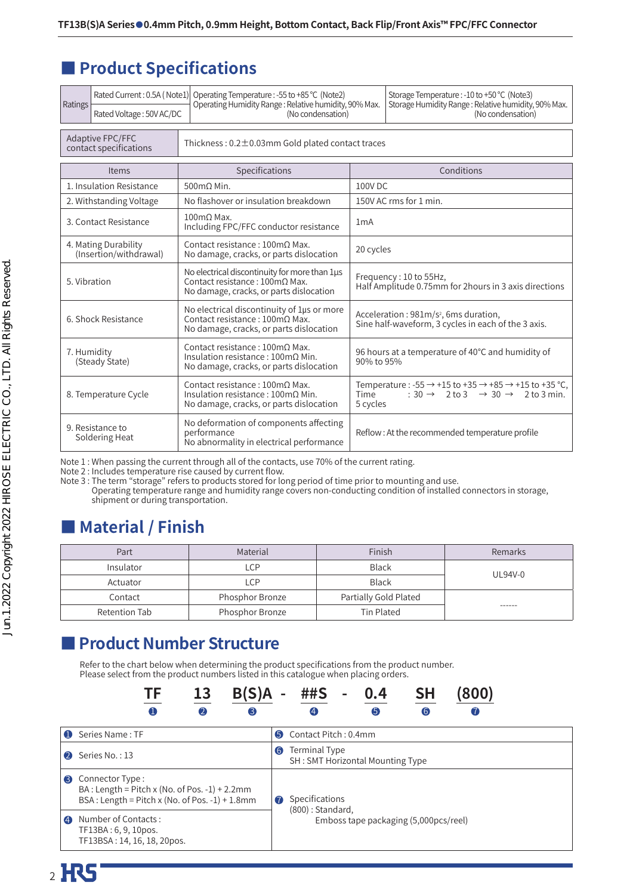## Product Specifications

| Ratings | Rated Current : 0.5A ( Note1) | Operating Temperature : -55 to +85°C (Note2)<br>Operating Humidity Range : Relative humidity, 90% Max. (No condensation) | Storage Temperature : -10 to +50°C (Note3)<br>Storage Humidity Range : Relative humidity, 90% Max. (No condensation) |
|---|---|---|---|
| | Rated Voltage : 50V AC/DC | | |

| Adaptive FPC/FFC contact specifications | Thickness : 0.2±0.03mm Gold plated contact traces |
|---|---|

| Items | Specifications | Conditions |
|---|---|---|
| 1. Insulation Resistance | 500mΩ Min. | 100V DC |
| 2. Withstanding Voltage | No flashover or insulation breakdown | 150V AC rms for 1 min. |
| 3. Contact Resistance | 100mΩ Max.<br>Including FPC/FFC conductor resistance | 1mA |
| 4. Mating Durability (Insertion/withdrawal) | Contact resistance : 100mΩ Max.<br>No damage, cracks, or parts dislocation | 20 cycles |
| 5. Vibration | No electrical discontinuity for more than 1μs<br>Contact resistance : 100mΩ Max.<br>No damage, cracks, or parts dislocation | Frequency : 10 to 55Hz,<br>Half Amplitude 0.75mm for 2hours in 3 axis directions |
| 6. Shock Resistance | No electrical discontinuity of 1μs or more<br>Contact resistance : 100mΩ Max.<br>No damage, cracks, or parts dislocation | Acceleration : 981m/s², 6ms duration,<br>Sine half-waveform, 3 cycles in each of the 3 axis. |
| 7. Humidity (Steady State) | Contact resistance : 100mΩ Max.<br>Insulation resistance : 100mΩ Min.<br>No damage, cracks, or parts dislocation | 96 hours at a temperature of 40°C and humidity of 90% to 95% |
| 8. Temperature Cycle | Contact resistance : 100mΩ Max.<br>Insulation resistance : 100mΩ Min.<br>No damage, cracks, or parts dislocation | Temperature : -55 → +15 to +35 → +85 → +15 to +35 °C,<br>Time : 30 → 2 to 3 → 30 → 2 to 3 min.<br>5 cycles |
| 9. Resistance to Soldering Heat | No deformation of components affecting performance<br>No abnormality in electrical performance | Reflow : At the recommended temperature profile |

Note 1 : When passing the current through all of the contacts, use 70% of the current rating.
Note 2 : Includes temperature rise caused by current flow.
Note 3 : The term "storage" refers to products stored for long period of time prior to mounting and use.
Operating temperature range and humidity range covers non-conducting condition of installed connectors in storage, shipment or during transportation.

## Material / Finish

| Part | Material | Finish | Remarks |
|---|---|---|---|
| Insulator | LCP | Black | UL94V-0 |
| Actuator | LCP | Black | |
| Contact | Phosphor Bronze | Partially Gold Plated | ------ |
| Retention Tab | Phosphor Bronze | Tin Plated | |

## Product Number Structure

Refer to the chart below when determining the product specifications from the product number.
Please select from the product numbers listed in this catalogue when placing orders.

**TF** ❶ **13** ❷ **B(S)A** ❸ - **##S** ❹ - **0.4** ❺ **SH** ❻ **(800)** ❼

| | |
|---|---|
| ❶ Series Name : TF | ❺ Contact Pitch : 0.4mm |
| ❷ Series No. : 13 | ❻ Terminal Type<br>SH : SMT Horizontal Mounting Type |
| ❸ Connector Type :<br>BA : Length = Pitch x (No. of Pos. -1) + 2.2mm<br>BSA : Length = Pitch x (No. of Pos. -1) + 1.8mm | ❼ Specifications<br>(800) : Standard,<br>Emboss tape packaging (5,000pcs/reel) |
| ❹ Number of Contacts :<br>TF13BA : 6, 9, 10pos.<br>TF13BSA : 14, 16, 18, 20pos. | |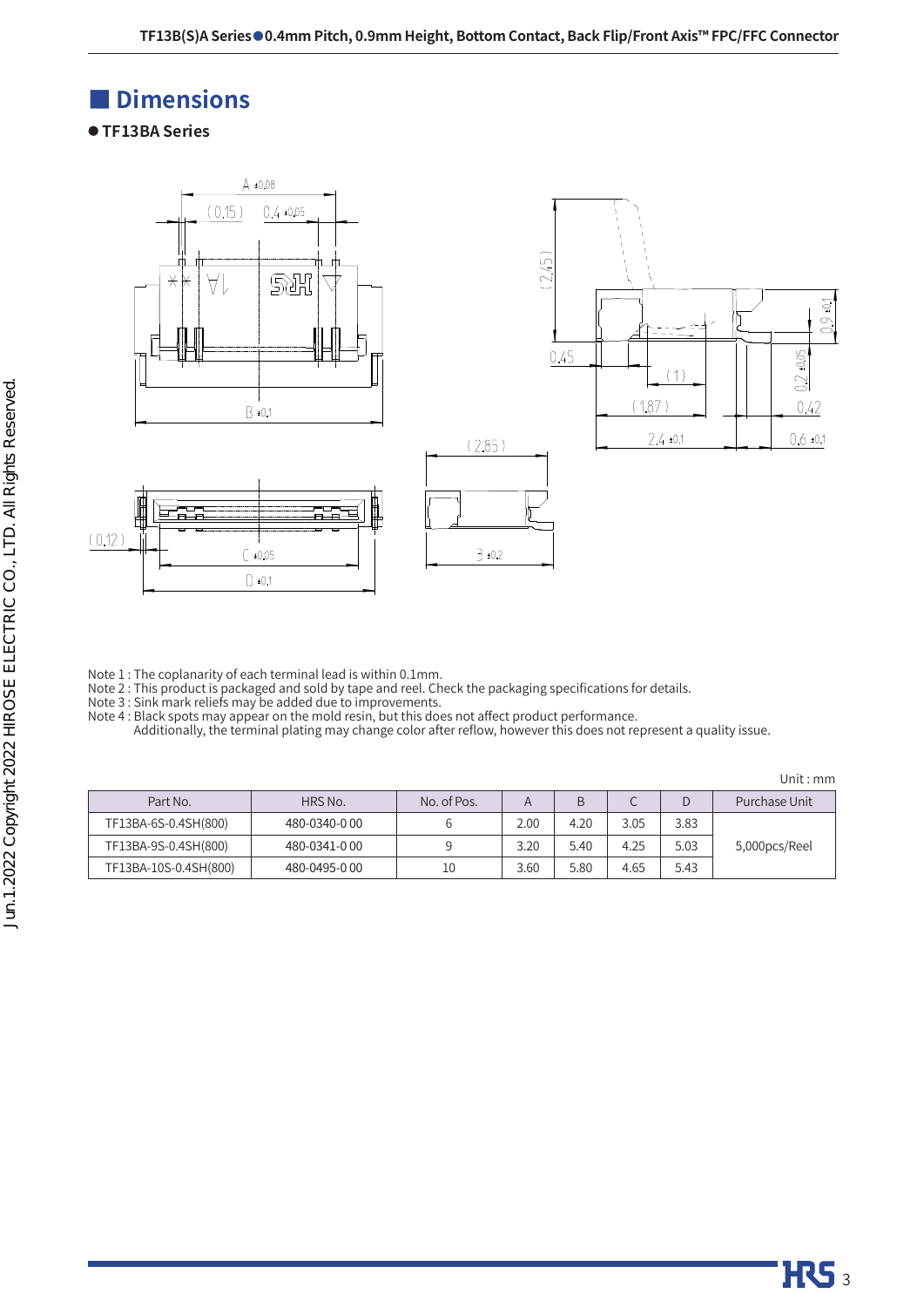## Dimensions

● **TF13BA Series**

Note 1 : The coplanarity of each terminal lead is within 0.1mm.
Note 2 : This product is packaged and sold by tape and reel. Check the packaging specifications for details.
Note 3 : Sink mark reliefs may be added due to improvements.
Note 4 : Black spots may appear on the mold resin, but this does not affect product performance.
Additionally, the terminal plating may change color after reflow, however this does not represent a quality issue.

Unit : mm

| Part No. | HRS No. | No. of Pos. | A | B | C | D | Purchase Unit |
|---|---|---|---|---|---|---|---|
| TF13BA-6S-0.4SH(800) | 480-0340-0 00 | 6 | 2.00 | 4.20 | 3.05 | 3.83 | 5,000pcs/Reel |
| TF13BA-9S-0.4SH(800) | 480-0341-0 00 | 9 | 3.20 | 5.40 | 4.25 | 5.03 | |
| TF13BA-10S-0.4SH(800) | 480-0495-0 00 | 10 | 3.60 | 5.80 | 4.65 | 5.43 | |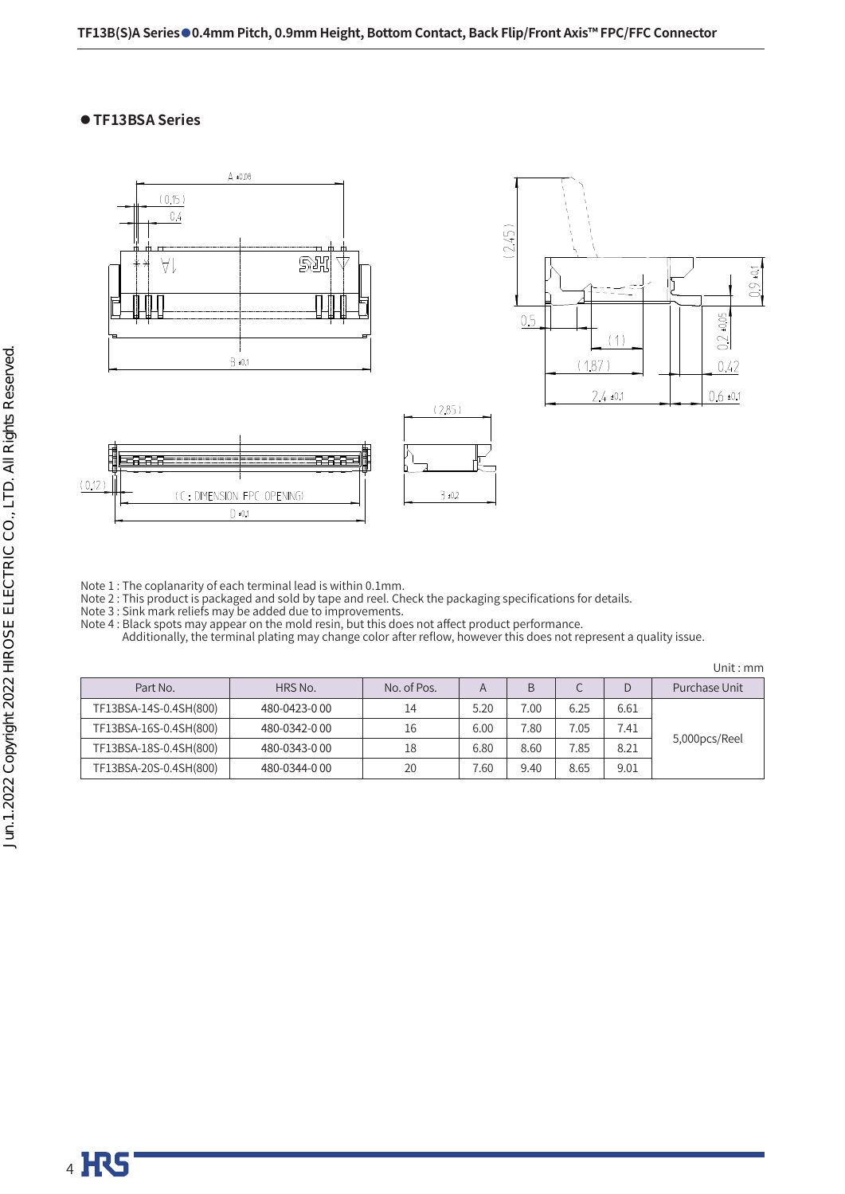## TF13BSA Series

Note 1 : The coplanarity of each terminal lead is within 0.1mm.
Note 2 : This product is packaged and sold by tape and reel. Check the packaging specifications for details.
Note 3 : Sink mark reliefs may be added due to improvements.
Note 4 : Black spots may appear on the mold resin, but this does not affect product performance.
Additionally, the terminal plating may change color after reflow, however this does not represent a quality issue.

Unit : mm

| Part No. | HRS No. | No. of Pos. | A | B | C | D | Purchase Unit |
|---|---|---|---|---|---|---|---|
| TF13BSA-14S-0.4SH(800) | 480-0423-0 00 | 14 | 5.20 | 7.00 | 6.25 | 6.61 | 5,000pcs/Reel |
| TF13BSA-16S-0.4SH(800) | 480-0342-0 00 | 16 | 6.00 | 7.80 | 7.05 | 7.41 | |
| TF13BSA-18S-0.4SH(800) | 480-0343-0 00 | 18 | 6.80 | 8.60 | 7.85 | 8.21 | |
| TF13BSA-20S-0.4SH(800) | 480-0344-0 00 | 20 | 7.60 | 9.40 | 8.65 | 9.01 | |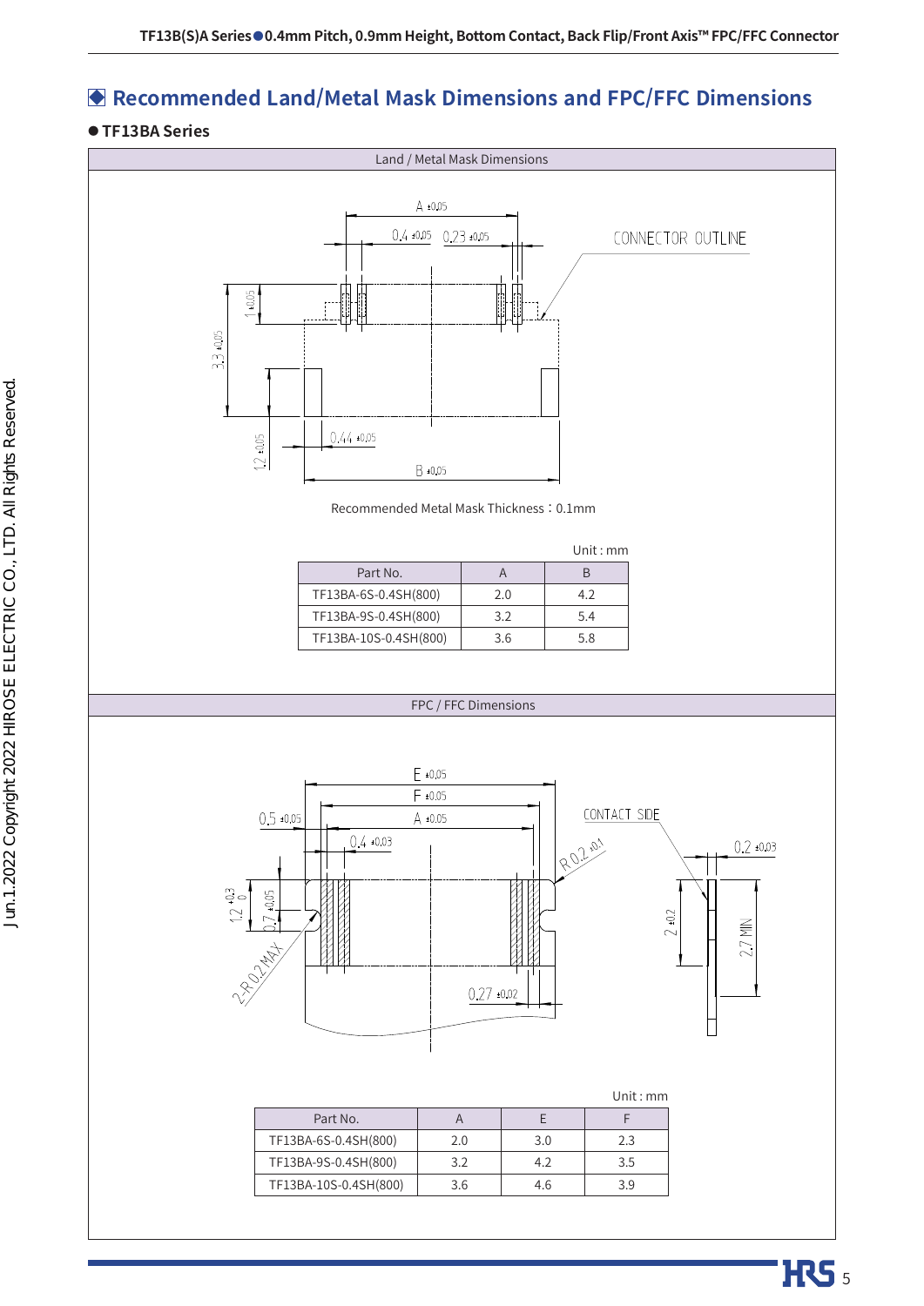## Recommended Land/Metal Mask Dimensions and FPC/FFC Dimensions

### ● TF13BA Series

**Land / Metal Mask Dimensions**

Recommended Metal Mask Thickness：0.1mm

Unit : mm

| Part No. | A | B |
|---|---|---|
| TF13BA-6S-0.4SH(800) | 2.0 | 4.2 |
| TF13BA-9S-0.4SH(800) | 3.2 | 5.4 |
| TF13BA-10S-0.4SH(800) | 3.6 | 5.8 |

**FPC / FFC Dimensions**

Unit : mm

| Part No. | A | E | F |
|---|---|---|---|
| TF13BA-6S-0.4SH(800) | 2.0 | 3.0 | 2.3 |
| TF13BA-9S-0.4SH(800) | 3.2 | 4.2 | 3.5 |
| TF13BA-10S-0.4SH(800) | 3.6 | 4.6 | 3.9 |

Jun.1.2022 Copyright 2022 HIROSE ELECTRIC CO., LTD. All Rights Reserved.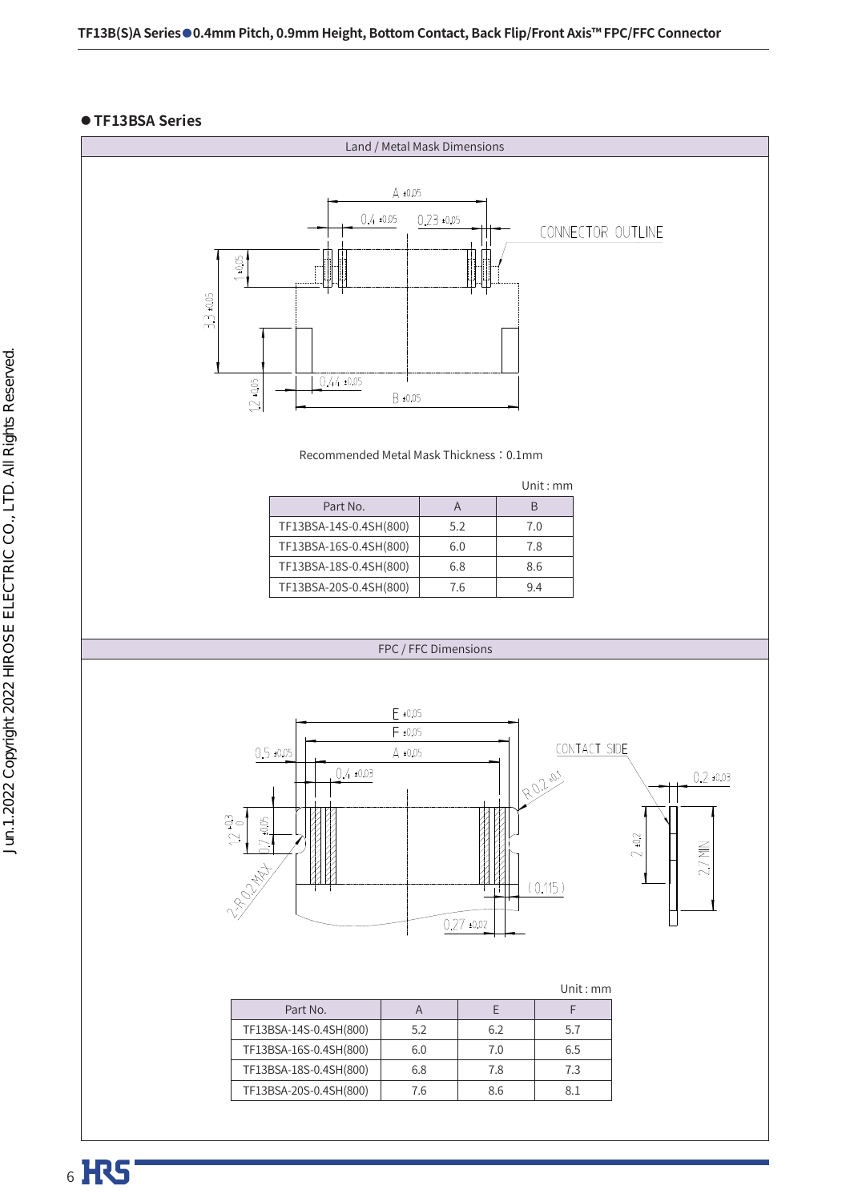## ● TF13BSA Series

### Land / Metal Mask Dimensions

Recommended Metal Mask Thickness：0.1mm

Unit : mm

| Part No. | A | B |
|---|---|---|
| TF13BSA-14S-0.4SH(800) | 5.2 | 7.0 |
| TF13BSA-16S-0.4SH(800) | 6.0 | 7.8 |
| TF13BSA-18S-0.4SH(800) | 6.8 | 8.6 |
| TF13BSA-20S-0.4SH(800) | 7.6 | 9.4 |

### FPC / FFC Dimensions

Unit : mm

| Part No. | A | E | F |
|---|---|---|---|
| TF13BSA-14S-0.4SH(800) | 5.2 | 6.2 | 5.7 |
| TF13BSA-16S-0.4SH(800) | 6.0 | 7.0 | 6.5 |
| TF13BSA-18S-0.4SH(800) | 6.8 | 7.8 | 7.3 |
| TF13BSA-20S-0.4SH(800) | 7.6 | 8.6 | 8.1 |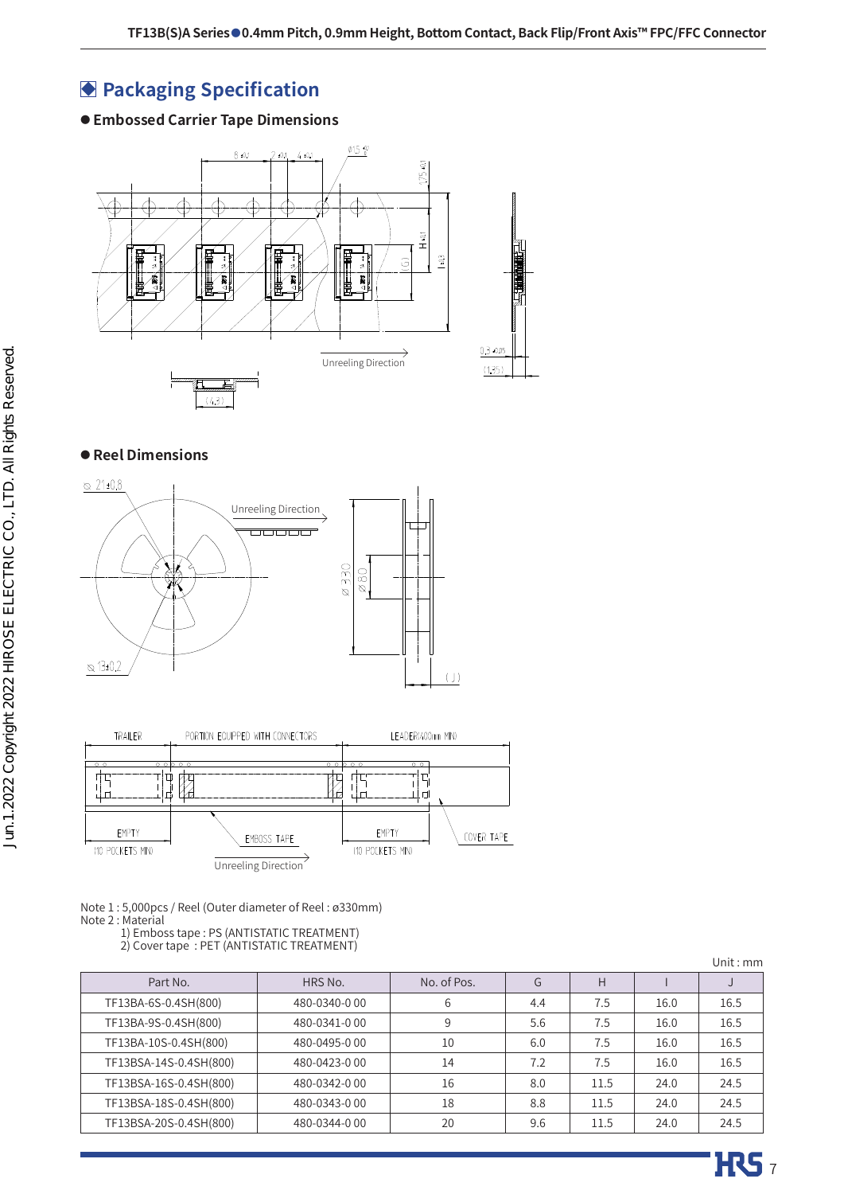## Packaging Specification

### ● Embossed Carrier Tape Dimensions

Unreeling Direction

### ● Reel Dimensions

Unreeling Direction

Unreeling Direction

Note 1 : 5,000pcs / Reel (Outer diameter of Reel : ø330mm)
Note 2 : Material
1) Emboss tape : PS (ANTISTATIC TREATMENT)
2) Cover tape : PET (ANTISTATIC TREATMENT)

Unit : mm

| Part No. | HRS No. | No. of Pos. | G | H | I | J |
|---|---|---|---|---|---|---|
| TF13BA-6S-0.4SH(800) | 480-0340-0 00 | 6 | 4.4 | 7.5 | 16.0 | 16.5 |
| TF13BA-9S-0.4SH(800) | 480-0341-0 00 | 9 | 5.6 | 7.5 | 16.0 | 16.5 |
| TF13BA-10S-0.4SH(800) | 480-0495-0 00 | 10 | 6.0 | 7.5 | 16.0 | 16.5 |
| TF13BSA-14S-0.4SH(800) | 480-0423-0 00 | 14 | 7.2 | 7.5 | 16.0 | 16.5 |
| TF13BSA-16S-0.4SH(800) | 480-0342-0 00 | 16 | 8.0 | 11.5 | 24.0 | 24.5 |
| TF13BSA-18S-0.4SH(800) | 480-0343-0 00 | 18 | 8.8 | 11.5 | 24.0 | 24.5 |
| TF13BSA-20S-0.4SH(800) | 480-0344-0 00 | 20 | 9.6 | 11.5 | 24.0 | 24.5 |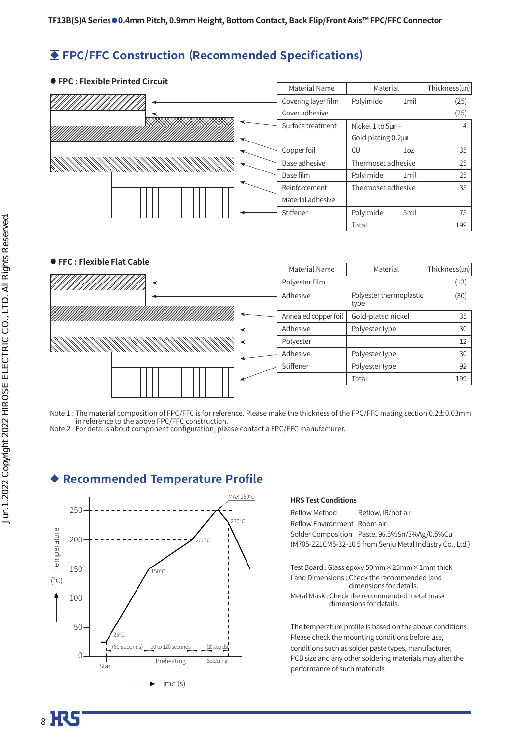## FPC/FFC Construction (Recommended Specifications)

● **FPC : Flexible Printed Circuit**

| Material Name | Material | Thickness(μm) |
|---|---|---|
| Covering layer film | Polyimide 1mil | (25) |
| Cover adhesive | | (25) |
| Surface treatment | Nickel 1 to 5μm + Gold plating 0.2μm | 4 |
| Copper foil | CU 1oz | 35 |
| Base adhesive | Thermoset adhesive | 25 |
| Base film | Polyimide 1mil | 25 |
| Reinforcement Material adhesive | Thermoset adhesive | 35 |
| Stiffener | Polyimide 5mil | 75 |
| | Total | 199 |

● **FFC : Flexible Flat Cable**

| Material Name | Material | Thickness(μm) |
|---|---|---|
| Polyester film | | (12) |
| Adhesive | Polyester thermoplastic type | (30) |
| Annealed copper foil | Gold-plated nickel | 35 |
| Adhesive | Polyester type | 30 |
| Polyester | | 12 |
| Adhesive | Polyester type | 30 |
| Stiffener | Polyester type | 92 |
| | Total | 199 |

Note 1 : The material composition of FPC/FFC is for reference. Please make the thickness of the FPC/FFC mating section 0.2±0.03mm in reference to the above FPC/FFC construction.
Note 2 : For details about component configuration, please contact a FPC/FFC manufacturer.

## Recommended Temperature Profile

Temperature (°C): 0, 50, 100, 150, 200, 250; MAX 250°C, 230°C, 200°C, 150°C, 25°C
Time (s): Start, (60 seconds), 90 to 120 seconds (Preheating), 30 seconds (Soldering)

**HRS Test Conditions**

Reflow Method : Reflow, IR/hot air
Reflow Environment : Room air
Solder Composition : Paste, 96.5%Sn/3%Ag/0.5%Cu (M705-221CM5-32-10.5 from Senju Metal Industry Co., Ltd.)

Test Board : Glass epoxy 50mm×25mm×1mm thick
Land Dimensions : Check the recommended land dimensions for details.
Metal Mask : Check the recommended metal mask dimensions for details.

The temperature profile is based on the above conditions. Please check the mounting conditions before use, conditions such as solder paste types, manufacturer, PCB size and any other soldering materials may alter the performance of such materials.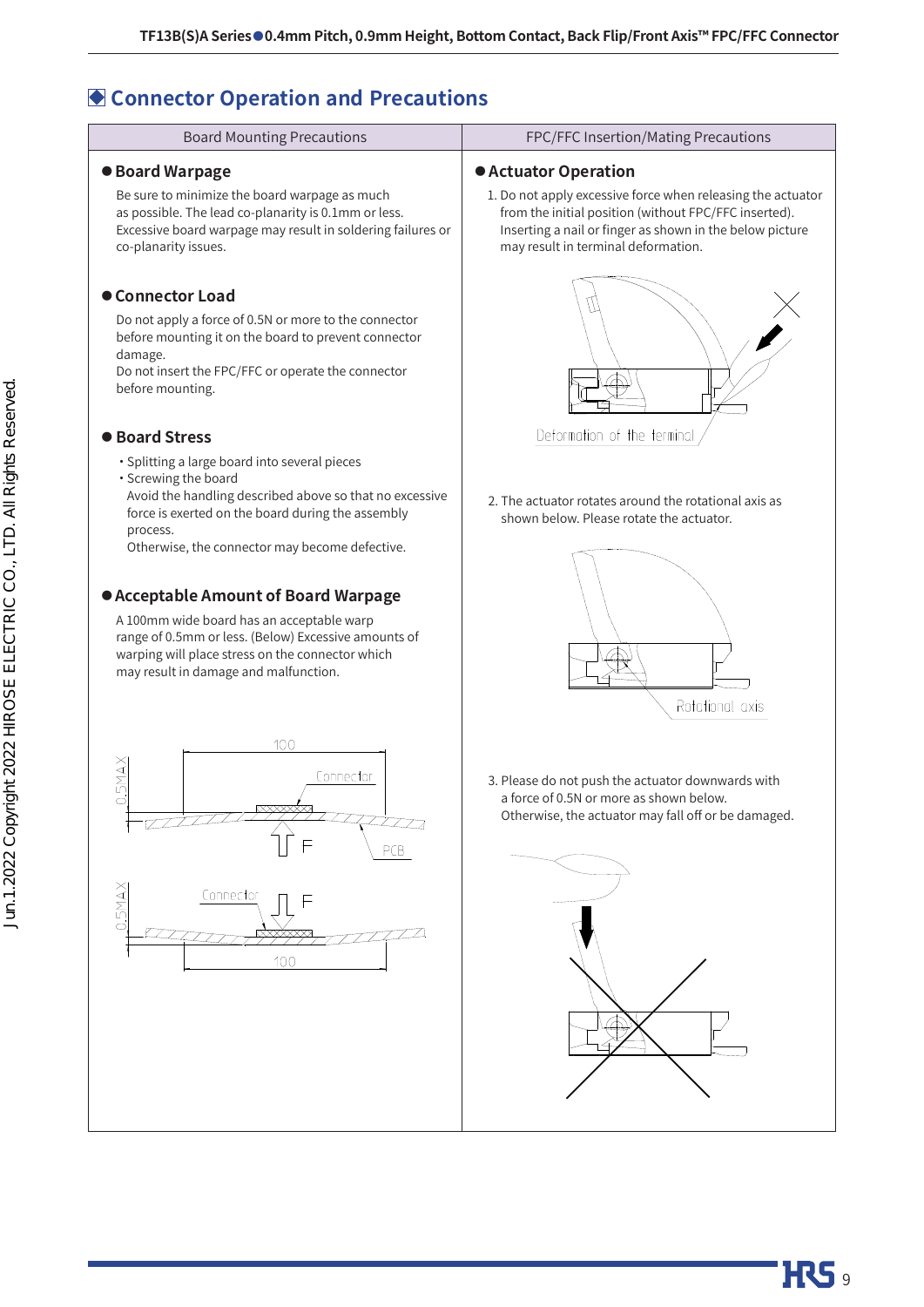## Connector Operation and Precautions

### Board Mounting Precautions

**● Board Warpage**

Be sure to minimize the board warpage as much as possible. The lead co-planarity is 0.1mm or less. Excessive board warpage may result in soldering failures or co-planarity issues.

**● Connector Load**

Do not apply a force of 0.5N or more to the connector before mounting it on the board to prevent connector damage.
Do not insert the FPC/FFC or operate the connector before mounting.

**● Board Stress**

- Splitting a large board into several pieces
- Screwing the board

Avoid the handling described above so that no excessive force is exerted on the board during the assembly process.
Otherwise, the connector may become defective.

**● Acceptable Amount of Board Warpage**

A 100mm wide board has an acceptable warp range of 0.5mm or less. (Below) Excessive amounts of warping will place stress on the connector which may result in damage and malfunction.

100
0.5MAX
Connector
F
PCB

Connector
F
0.5MAX
100

### FPC/FFC Insertion/Mating Precautions

**● Actuator Operation**

1. Do not apply excessive force when releasing the actuator from the initial position (without FPC/FFC inserted). Inserting a nail or finger as shown in the below picture may result in terminal deformation.

Deformation of the terminal

2. The actuator rotates around the rotational axis as shown below. Please rotate the actuator.

Rotational axis

3. Please do not push the actuator downwards with a force of 0.5N or more as shown below. Otherwise, the actuator may fall off or be damaged.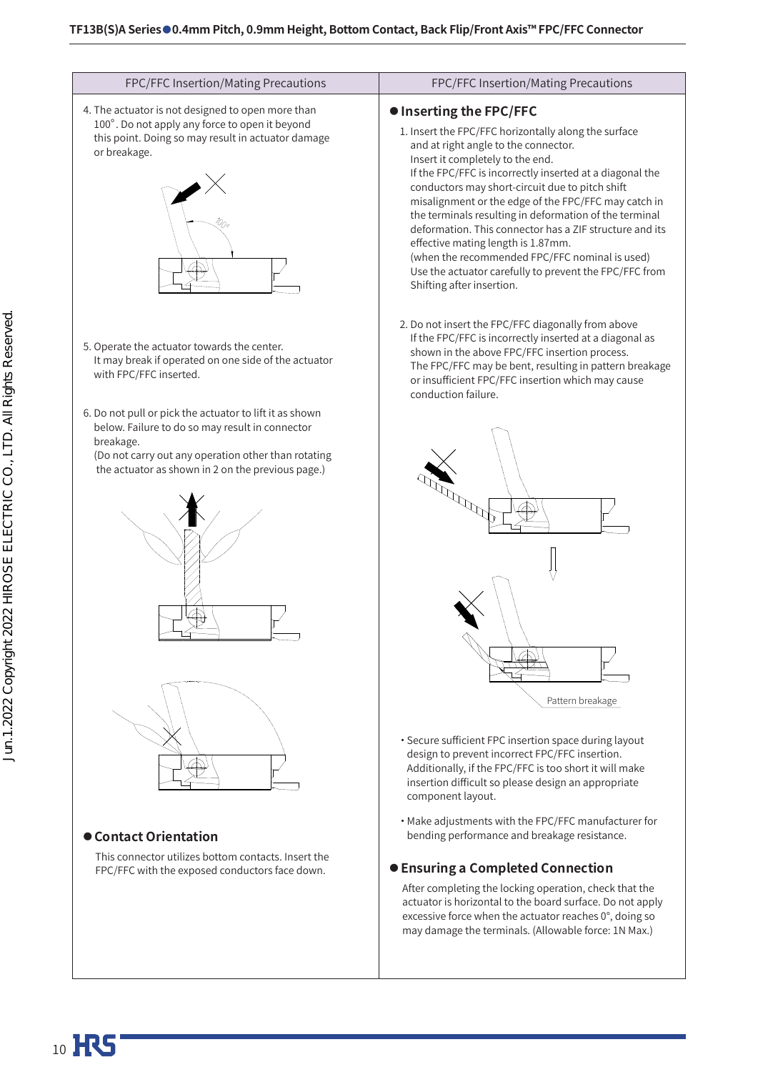## FPC/FFC Insertion/Mating Precautions

4. The actuator is not designed to open more than 100˚. Do not apply any force to open it beyond this point. Doing so may result in actuator damage or breakage.

5. Operate the actuator towards the center. It may break if operated on one side of the actuator with FPC/FFC inserted.

6. Do not pull or pick the actuator to lift it as shown below. Failure to do so may result in connector breakage. (Do not carry out any operation other than rotating the actuator as shown in 2 on the previous page.)

### ● Contact Orientation

This connector utilizes bottom contacts. Insert the FPC/FFC with the exposed conductors face down.

## FPC/FFC Insertion/Mating Precautions

### ● Inserting the FPC/FFC

1. Insert the FPC/FFC horizontally along the surface and at right angle to the connector. Insert it completely to the end. If the FPC/FFC is incorrectly inserted at a diagonal the conductors may short-circuit due to pitch shift misalignment or the edge of the FPC/FFC may catch in the terminals resulting in deformation of the terminal deformation. This connector has a ZIF structure and its effective mating length is 1.87mm. (when the recommended FPC/FFC nominal is used) Use the actuator carefully to prevent the FPC/FFC from Shifting after insertion.

2. Do not insert the FPC/FFC diagonally from above If the FPC/FFC is incorrectly inserted at a diagonal as shown in the above FPC/FFC insertion process. The FPC/FFC may be bent, resulting in pattern breakage or insufficient FPC/FFC insertion which may cause conduction failure.

Pattern breakage

- Secure sufficient FPC insertion space during layout design to prevent incorrect FPC/FFC insertion. Additionally, if the FPC/FFC is too short it will make insertion difficult so please design an appropriate component layout.
- Make adjustments with the FPC/FFC manufacturer for bending performance and breakage resistance.

### ● Ensuring a Completed Connection

After completing the locking operation, check that the actuator is horizontal to the board surface. Do not apply excessive force when the actuator reaches 0°, doing so may damage the terminals. (Allowable force: 1N Max.)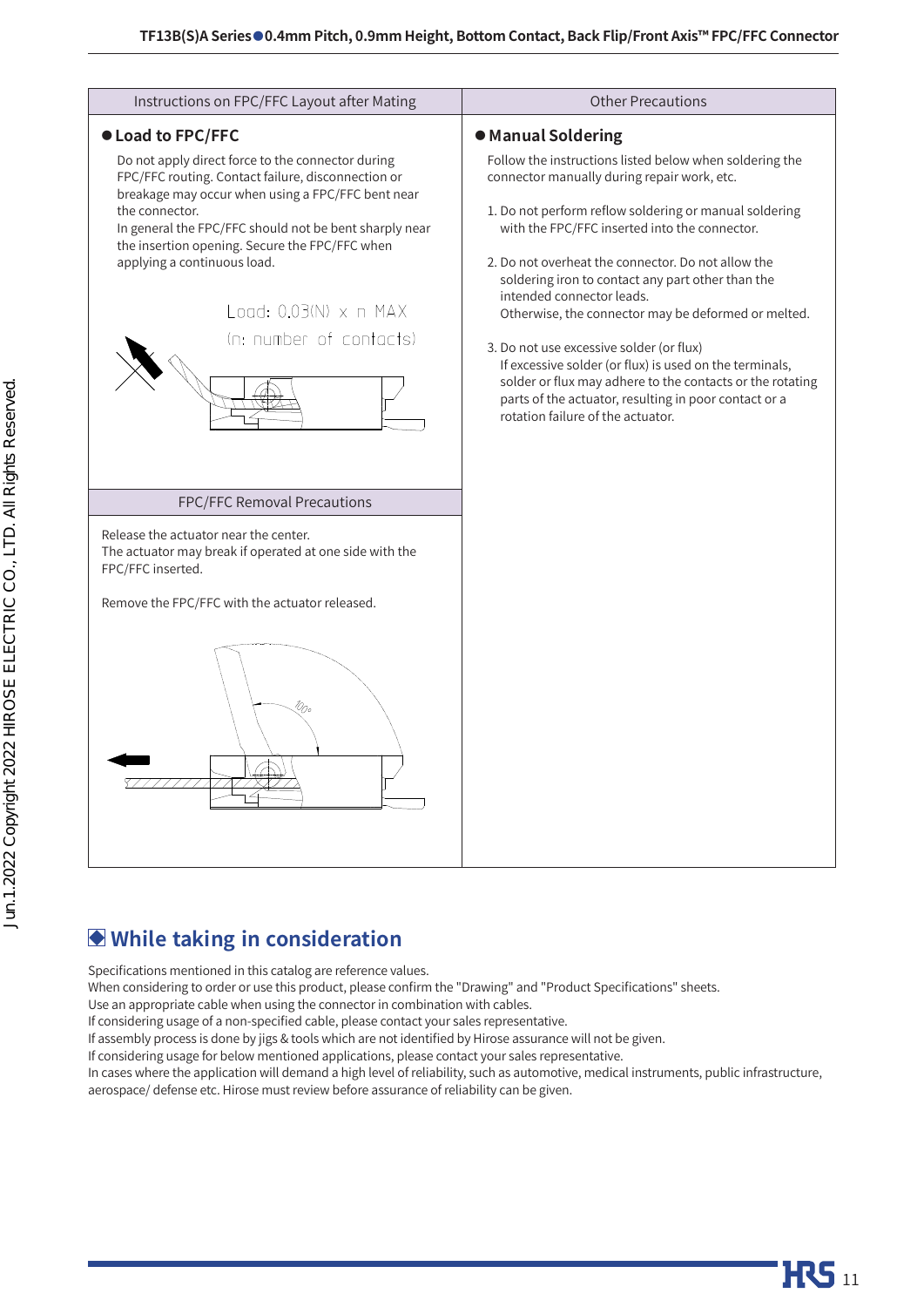## Instructions on FPC/FFC Layout after Mating

### ● Load to FPC/FFC

Do not apply direct force to the connector during FPC/FFC routing. Contact failure, disconnection or breakage may occur when using a FPC/FFC bent near the connector.
In general the FPC/FFC should not be bent sharply near the insertion opening. Secure the FPC/FFC when applying a continuous load.

Load: 0.03(N) x n MAX
(n: number of contacts)

## FPC/FFC Removal Precautions

Release the actuator near the center.
The actuator may break if operated at one side with the FPC/FFC inserted.

Remove the FPC/FFC with the actuator released.

100°

## Other Precautions

### ● Manual Soldering

Follow the instructions listed below when soldering the connector manually during repair work, etc.

1. Do not perform reflow soldering or manual soldering with the FPC/FFC inserted into the connector.
2. Do not overheat the connector. Do not allow the soldering iron to contact any part other than the intended connector leads.
   Otherwise, the connector may be deformed or melted.
3. Do not use excessive solder (or flux)
   If excessive solder (or flux) is used on the terminals, solder or flux may adhere to the contacts or the rotating parts of the actuator, resulting in poor contact or a rotation failure of the actuator.

## ◆ While taking in consideration

Specifications mentioned in this catalog are reference values.
When considering to order or use this product, please confirm the "Drawing" and "Product Specifications" sheets.
Use an appropriate cable when using the connector in combination with cables.
If considering usage of a non-specified cable, please contact your sales representative.
If assembly process is done by jigs & tools which are not identified by Hirose assurance will not be given.
If considering usage for below mentioned applications, please contact your sales representative.
In cases where the application will demand a high level of reliability, such as automotive, medical instruments, public infrastructure, aerospace/ defense etc. Hirose must review before assurance of reliability can be given.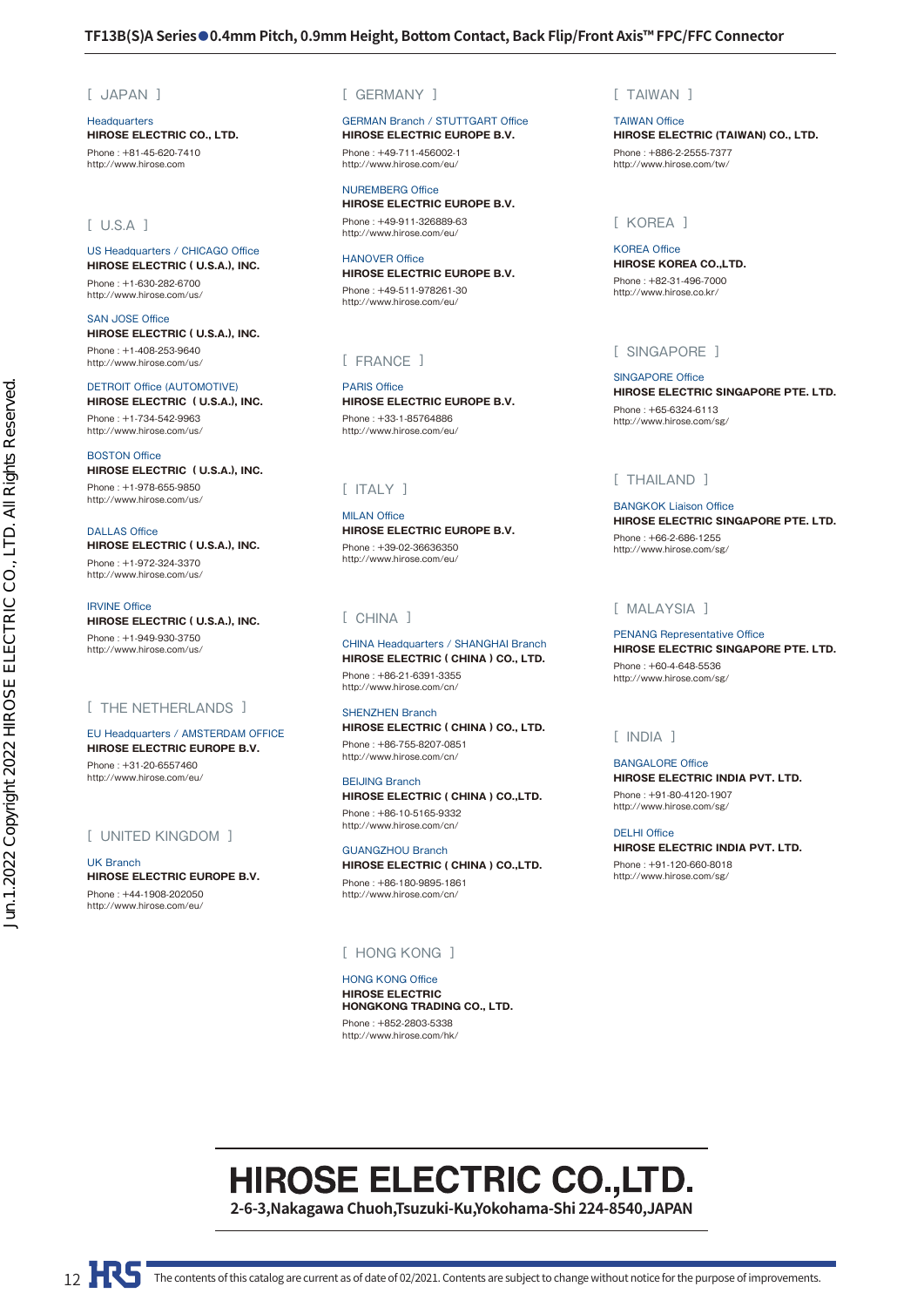[ JAPAN ]

Headquarters
**HIROSE ELECTRIC CO., LTD.**
Phone : +81-45-620-7410
http://www.hirose.com

[ U.S.A ]

US Headquarters / CHICAGO Office
**HIROSE ELECTRIC ( U.S.A.), INC.**
Phone : +1-630-282-6700
http://www.hirose.com/us/

SAN JOSE Office
**HIROSE ELECTRIC ( U.S.A.), INC.**
Phone : +1-408-253-9640
http://www.hirose.com/us/

DETROIT Office (AUTOMOTIVE)
**HIROSE ELECTRIC ( U.S.A.), INC.**
Phone : +1-734-542-9963
http://www.hirose.com/us/

BOSTON Office
**HIROSE ELECTRIC ( U.S.A.), INC.**
Phone : +1-978-655-9850
http://www.hirose.com/us/

DALLAS Office
**HIROSE ELECTRIC ( U.S.A.), INC.**
Phone : +1-972-324-3370
http://www.hirose.com/us/

IRVINE Office
**HIROSE ELECTRIC ( U.S.A.), INC.**
Phone : +1-949-930-3750
http://www.hirose.com/us/

[ THE NETHERLANDS ]

EU Headquarters / AMSTERDAM OFFICE
**HIROSE ELECTRIC EUROPE B.V.**
Phone : +31-20-6557460
http://www.hirose.com/eu/

[ UNITED KINGDOM ]

UK Branch
**HIROSE ELECTRIC EUROPE B.V.**
Phone : +44-1908-202050
http://www.hirose.com/eu/

[ GERMANY ]

GERMAN Branch / STUTTGART Office
**HIROSE ELECTRIC EUROPE B.V.**
Phone : +49-711-456002-1
http://www.hirose.com/eu/

NUREMBERG Office
**HIROSE ELECTRIC EUROPE B.V.**
Phone : +49-911-326889-63
http://www.hirose.com/eu/

HANOVER Office
**HIROSE ELECTRIC EUROPE B.V.**
Phone : +49-511-978261-30
http://www.hirose.com/eu/

[ FRANCE ]

PARIS Office
**HIROSE ELECTRIC EUROPE B.V.**
Phone : +33-1-85764886
http://www.hirose.com/eu/

[ ITALY ]

MILAN Office
**HIROSE ELECTRIC EUROPE B.V.**
Phone : +39-02-36636350
http://www.hirose.com/eu/

[ CHINA ]

CHINA Headquarters / SHANGHAI Branch
**HIROSE ELECTRIC ( CHINA ) CO., LTD.**
Phone : +86-21-6391-3355
http://www.hirose.com/cn/

SHENZHEN Branch
**HIROSE ELECTRIC ( CHINA ) CO., LTD.**
Phone : +86-755-8207-0851
http://www.hirose.com/cn/

BEIJING Branch
**HIROSE ELECTRIC ( CHINA ) CO.,LTD.**
Phone : +86-10-5165-9332
http://www.hirose.com/cn/

GUANGZHOU Branch
**HIROSE ELECTRIC ( CHINA ) CO.,LTD.**
Phone : +86-180-9895-1861
http://www.hirose.com/cn/

[ HONG KONG ]

HONG KONG Office
**HIROSE ELECTRIC HONGKONG TRADING CO., LTD.**
Phone : +852-2803-5338
http://www.hirose.com/hk/

[ TAIWAN ]

TAIWAN Office
**HIROSE ELECTRIC (TAIWAN) CO., LTD.**
Phone : +886-2-2555-7377
http://www.hirose.com/tw/

[ KOREA ]

KOREA Office
**HIROSE KOREA CO.,LTD.**
Phone : +82-31-496-7000
http://www.hirose.co.kr/

[ SINGAPORE ]

SINGAPORE Office
**HIROSE ELECTRIC SINGAPORE PTE. LTD.**
Phone : +65-6324-6113
http://www.hirose.com/sg/

[ THAILAND ]

BANGKOK Liaison Office
**HIROSE ELECTRIC SINGAPORE PTE. LTD.**
Phone : +66-2-686-1255
http://www.hirose.com/sg/

[ MALAYSIA ]

PENANG Representative Office
**HIROSE ELECTRIC SINGAPORE PTE. LTD.**
Phone : +60-4-648-5536
http://www.hirose.com/sg/

[ INDIA ]

BANGALORE Office
**HIROSE ELECTRIC INDIA PVT. LTD.**
Phone : +91-80-4120-1907
http://www.hirose.com/sg/

DELHI Office
**HIROSE ELECTRIC INDIA PVT. LTD.**
Phone : +91-120-660-8018
http://www.hirose.com/sg/

# HIROSE ELECTRIC CO.,LTD.

**2-6-3,Nakagawa Chuoh,Tsuzuki-Ku,Yokohama-Shi 224-8540,JAPAN**

The contents of this catalog are current as of date of 02/2021. Contents are subject to change without notice for the purpose of improvements.

Jun.1.2022 Copyright 2022 HIROSE ELECTRIC CO., LTD. All Rights Reserved.